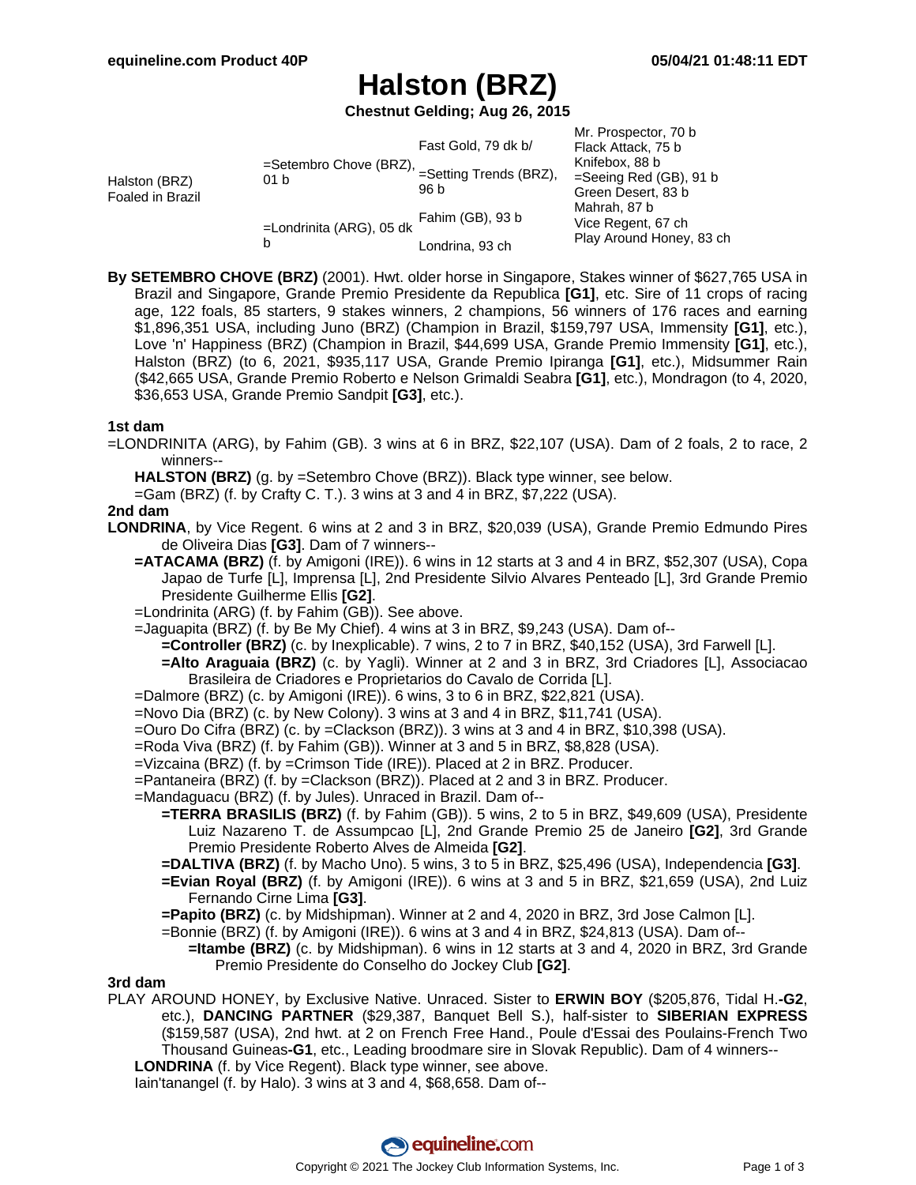equineline.com Product 40P — 05/04/21 01:48:11 EDT

# Halston (BRZ)

**Chestnut Gelding; Aug 26, 2015**

| | | | |
|---|---|---|---|
| Halston (BRZ) Foaled in Brazil | =Setembro Chove (BRZ), 01 b | Fast Gold, 79 dk b/ | Mr. Prospector, 70 b |
| | | | Flack Attack, 75 b |
| | | =Setting Trends (BRZ), 96 b | Knifebox, 88 b |
| | | | =Seeing Red (GB), 91 b |
| | =Londrinita (ARG), 05 dk b | Fahim (GB), 93 b | Green Desert, 83 b |
| | | | Mahrah, 87 b |
| | | Londrina, 93 ch | Vice Regent, 67 ch |
| | | | Play Around Honey, 83 ch |

**By SETEMBRO CHOVE (BRZ)** (2001). Hwt. older horse in Singapore, Stakes winner of $627,765 USA in Brazil and Singapore, Grande Premio Presidente da Republica **[G1]**, etc. Sire of 11 crops of racing age, 122 foals, 85 starters, 9 stakes winners, 2 champions, 56 winners of 176 races and earning $1,896,351 USA, including Juno (BRZ) (Champion in Brazil, $159,797 USA, Immensity **[G1]**, etc.), Love 'n' Happiness (BRZ) (Champion in Brazil, $44,699 USA, Grande Premio Immensity **[G1]**, etc.), Halston (BRZ) (to 6, 2021, $935,117 USA, Grande Premio Ipiranga **[G1]**, etc.), Midsummer Rain ($42,665 USA, Grande Premio Roberto e Nelson Grimaldi Seabra **[G1]**, etc.), Mondragon (to 4, 2020, $36,653 USA, Grande Premio Sandpit **[G3]**, etc.).

### 1st dam

=LONDRINITA (ARG), by Fahim (GB). 3 wins at 6 in BRZ, $22,107 (USA). Dam of 2 foals, 2 to race, 2 winners--

- **HALSTON (BRZ)** (g. by =Setembro Chove (BRZ)). Black type winner, see below.
- =Gam (BRZ) (f. by Crafty C. T.). 3 wins at 3 and 4 in BRZ, $7,222 (USA).

### 2nd dam

**LONDRINA**, by Vice Regent. 6 wins at 2 and 3 in BRZ, $20,039 (USA), Grande Premio Edmundo Pires de Oliveira Dias **[G3]**. Dam of 7 winners--

- **=ATACAMA (BRZ)** (f. by Amigoni (IRE)). 6 wins in 12 starts at 3 and 4 in BRZ, $52,307 (USA), Copa Japao de Turfe [L], Imprensa [L], 2nd Presidente Silvio Alvares Penteado [L], 3rd Grande Premio Presidente Guilherme Ellis **[G2]**.
- =Londrinita (ARG) (f. by Fahim (GB)). See above.
- =Jaguapita (BRZ) (f. by Be My Chief). 4 wins at 3 in BRZ, $9,243 (USA). Dam of--
  - **=Controller (BRZ)** (c. by Inexplicable). 7 wins, 2 to 7 in BRZ, $40,152 (USA), 3rd Farwell [L].
  - **=Alto Araguaia (BRZ)** (c. by Yagli). Winner at 2 and 3 in BRZ, 3rd Criadores [L], Associacao Brasileira de Criadores e Proprietarios do Cavalo de Corrida [L].
- =Dalmore (BRZ) (c. by Amigoni (IRE)). 6 wins, 3 to 6 in BRZ, $22,821 (USA).
- =Novo Dia (BRZ) (c. by New Colony). 3 wins at 3 and 4 in BRZ, $11,741 (USA).
- =Ouro Do Cifra (BRZ) (c. by =Clackson (BRZ)). 3 wins at 3 and 4 in BRZ, $10,398 (USA).
- =Roda Viva (BRZ) (f. by Fahim (GB)). Winner at 3 and 5 in BRZ, $8,828 (USA).
- =Vizcaina (BRZ) (f. by =Crimson Tide (IRE)). Placed at 2 in BRZ. Producer.
- =Pantaneira (BRZ) (f. by =Clackson (BRZ)). Placed at 2 and 3 in BRZ. Producer.
- =Mandaguacu (BRZ) (f. by Jules). Unraced in Brazil. Dam of--
  - **=TERRA BRASILIS (BRZ)** (f. by Fahim (GB)). 5 wins, 2 to 5 in BRZ, $49,609 (USA), Presidente Luiz Nazareno T. de Assumpcao [L], 2nd Grande Premio 25 de Janeiro **[G2]**, 3rd Grande Premio Presidente Roberto Alves de Almeida **[G2]**.
  - **=DALTIVA (BRZ)** (f. by Macho Uno). 5 wins, 3 to 5 in BRZ, $25,496 (USA), Independencia **[G3]**.
  - **=Evian Royal (BRZ)** (f. by Amigoni (IRE)). 6 wins at 3 and 5 in BRZ, $21,659 (USA), 2nd Luiz Fernando Cirne Lima **[G3]**.
  - **=Papito (BRZ)** (c. by Midshipman). Winner at 2 and 4, 2020 in BRZ, 3rd Jose Calmon [L].
  - =Bonnie (BRZ) (f. by Amigoni (IRE)). 6 wins at 3 and 4 in BRZ, $24,813 (USA). Dam of--
    - **=Itambe (BRZ)** (c. by Midshipman). 6 wins in 12 starts at 3 and 4, 2020 in BRZ, 3rd Grande Premio Presidente do Conselho do Jockey Club **[G2]**.

### 3rd dam

PLAY AROUND HONEY, by Exclusive Native. Unraced. Sister to **ERWIN BOY** ($205,876, Tidal H.**-G2**, etc.), **DANCING PARTNER** ($29,387, Banquet Bell S.), half-sister to **SIBERIAN EXPRESS** ($159,587 (USA), 2nd hwt. at 2 on French Free Hand., Poule d'Essai des Poulains-French Two Thousand Guineas**-G1**, etc., Leading broodmare sire in Slovak Republic). Dam of 4 winners--

- **LONDRINA** (f. by Vice Regent). Black type winner, see above.
- Iain'tanangel (f. by Halo). 3 wins at 3 and 4, $68,658. Dam of--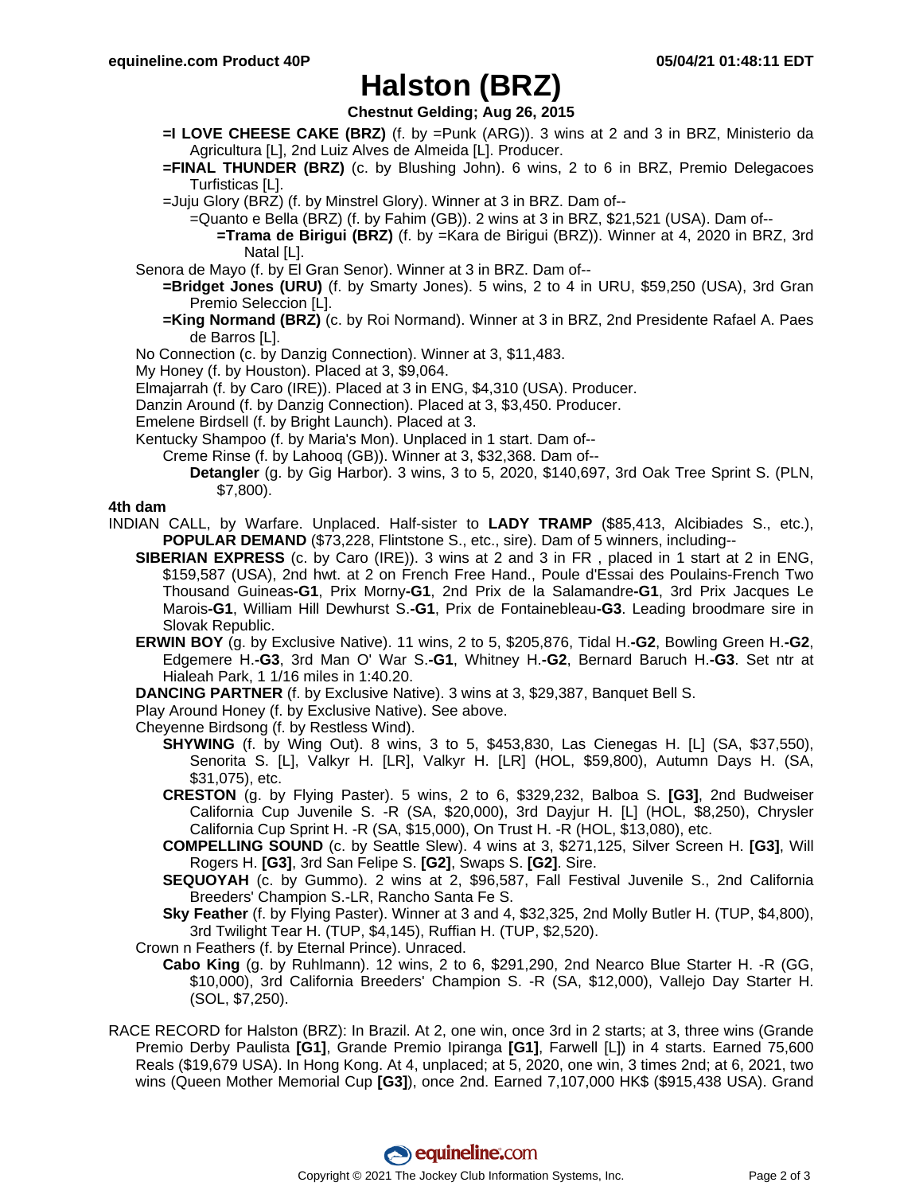# Halston (BRZ)

**Chestnut Gelding; Aug 26, 2015**

**=I LOVE CHEESE CAKE (BRZ)** (f. by =Punk (ARG)). 3 wins at 2 and 3 in BRZ, Ministerio da Agricultura [L], 2nd Luiz Alves de Almeida [L]. Producer.

**=FINAL THUNDER (BRZ)** (c. by Blushing John). 6 wins, 2 to 6 in BRZ, Premio Delegacoes Turfisticas [L].

=Juju Glory (BRZ) (f. by Minstrel Glory). Winner at 3 in BRZ. Dam of--

=Quanto e Bella (BRZ) (f. by Fahim (GB)). 2 wins at 3 in BRZ, $21,521 (USA). Dam of--

**=Trama de Birigui (BRZ)** (f. by =Kara de Birigui (BRZ)). Winner at 4, 2020 in BRZ, 3rd Natal [L].

Senora de Mayo (f. by El Gran Senor). Winner at 3 in BRZ. Dam of--

**=Bridget Jones (URU)** (f. by Smarty Jones). 5 wins, 2 to 4 in URU, $59,250 (USA), 3rd Gran Premio Seleccion [L].

**=King Normand (BRZ)** (c. by Roi Normand). Winner at 3 in BRZ, 2nd Presidente Rafael A. Paes de Barros [L].

No Connection (c. by Danzig Connection). Winner at 3, $11,483.

My Honey (f. by Houston). Placed at 3, $9,064.

Elmajarrah (f. by Caro (IRE)). Placed at 3 in ENG, $4,310 (USA). Producer.

Danzin Around (f. by Danzig Connection). Placed at 3, $3,450. Producer.

Emelene Birdsell (f. by Bright Launch). Placed at 3.

Kentucky Shampoo (f. by Maria's Mon). Unplaced in 1 start. Dam of--

Creme Rinse (f. by Lahooq (GB)). Winner at 3, $32,368. Dam of--

**Detangler** (g. by Gig Harbor). 3 wins, 3 to 5, 2020, $140,697, 3rd Oak Tree Sprint S. (PLN, $7,800).

**4th dam**

INDIAN CALL, by Warfare. Unplaced. Half-sister to **LADY TRAMP** ($85,413, Alcibiades S., etc.), **POPULAR DEMAND** ($73,228, Flintstone S., etc., sire). Dam of 5 winners, including--

**SIBERIAN EXPRESS** (c. by Caro (IRE)). 3 wins at 2 and 3 in FR , placed in 1 start at 2 in ENG, $159,587 (USA), 2nd hwt. at 2 on French Free Hand., Poule d'Essai des Poulains-French Two Thousand Guineas**-G1**, Prix Morny**-G1**, 2nd Prix de la Salamandre**-G1**, 3rd Prix Jacques Le Marois**-G1**, William Hill Dewhurst S.**-G1**, Prix de Fontainebleau**-G3**. Leading broodmare sire in Slovak Republic.

**ERWIN BOY** (g. by Exclusive Native). 11 wins, 2 to 5, $205,876, Tidal H.**-G2**, Bowling Green H.**-G2**, Edgemere H.**-G3**, 3rd Man O' War S.**-G1**, Whitney H.**-G2**, Bernard Baruch H.**-G3**. Set ntr at Hialeah Park, 1 1/16 miles in 1:40.20.

**DANCING PARTNER** (f. by Exclusive Native). 3 wins at 3, $29,387, Banquet Bell S.

Play Around Honey (f. by Exclusive Native). See above.

Cheyenne Birdsong (f. by Restless Wind).

**SHYWING** (f. by Wing Out). 8 wins, 3 to 5, $453,830, Las Cienegas H. [L] (SA, $37,550), Senorita S. [L], Valkyr H. [LR], Valkyr H. [LR] (HOL, $59,800), Autumn Days H. (SA, $31,075), etc.

**CRESTON** (g. by Flying Paster). 5 wins, 2 to 6, $329,232, Balboa S. **[G3]**, 2nd Budweiser California Cup Juvenile S. -R (SA, $20,000), 3rd Dayjur H. [L] (HOL, $8,250), Chrysler California Cup Sprint H. -R (SA, $15,000), On Trust H. -R (HOL, $13,080), etc.

**COMPELLING SOUND** (c. by Seattle Slew). 4 wins at 3, $271,125, Silver Screen H. **[G3]**, Will Rogers H. **[G3]**, 3rd San Felipe S. **[G2]**, Swaps S. **[G2]**. Sire.

**SEQUOYAH** (c. by Gummo). 2 wins at 2, $96,587, Fall Festival Juvenile S., 2nd California Breeders' Champion S.-LR, Rancho Santa Fe S.

**Sky Feather** (f. by Flying Paster). Winner at 3 and 4, $32,325, 2nd Molly Butler H. (TUP, $4,800), 3rd Twilight Tear H. (TUP, $4,145), Ruffian H. (TUP, $2,520).

Crown n Feathers (f. by Eternal Prince). Unraced.

**Cabo King** (g. by Ruhlmann). 12 wins, 2 to 6, $291,290, 2nd Nearco Blue Starter H. -R (GG, $10,000), 3rd California Breeders' Champion S. -R (SA, $12,000), Vallejo Day Starter H. (SOL, $7,250).

RACE RECORD for Halston (BRZ): In Brazil. At 2, one win, once 3rd in 2 starts; at 3, three wins (Grande Premio Derby Paulista **[G1]**, Grande Premio Ipiranga **[G1]**, Farwell [L]) in 4 starts. Earned 75,600 Reals ($19,679 USA). In Hong Kong. At 4, unplaced; at 5, 2020, one win, 3 times 2nd; at 6, 2021, two wins (Queen Mother Memorial Cup **[G3]**), once 2nd. Earned 7,107,000 HK$ ($915,438 USA). Grand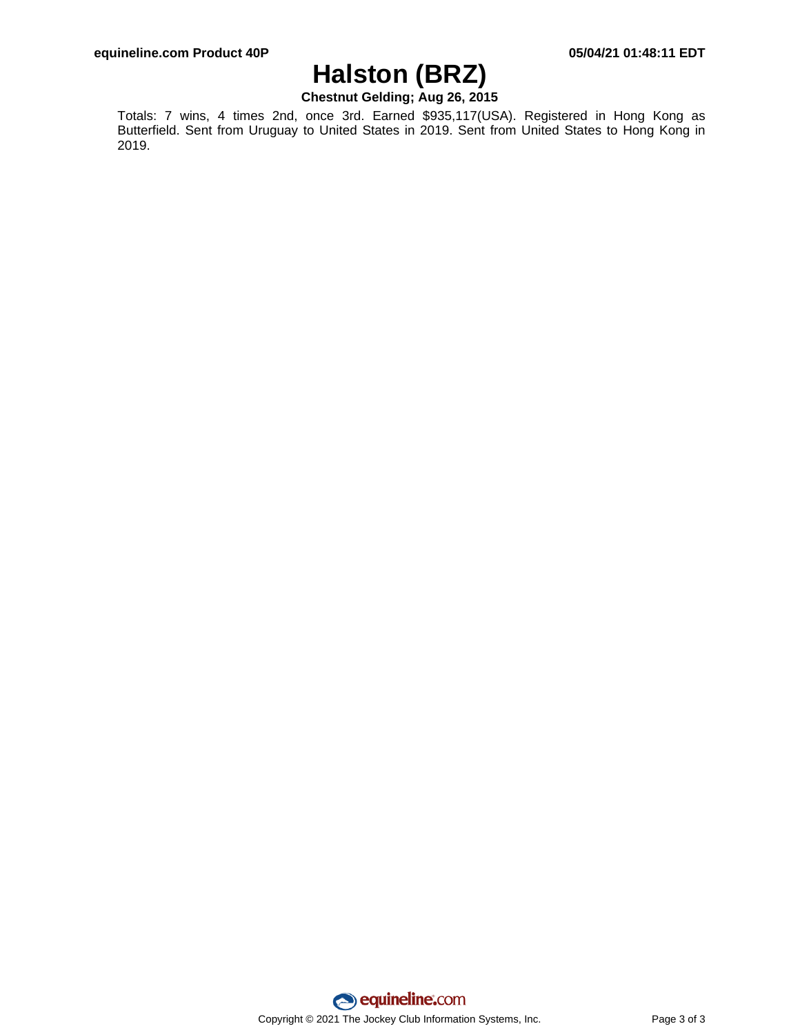# Halston (BRZ)

**Chestnut Gelding; Aug 26, 2015**

Totals: 7 wins, 4 times 2nd, once 3rd. Earned $935,117(USA). Registered in Hong Kong as Butterfield. Sent from Uruguay to United States in 2019. Sent from United States to Hong Kong in 2019.